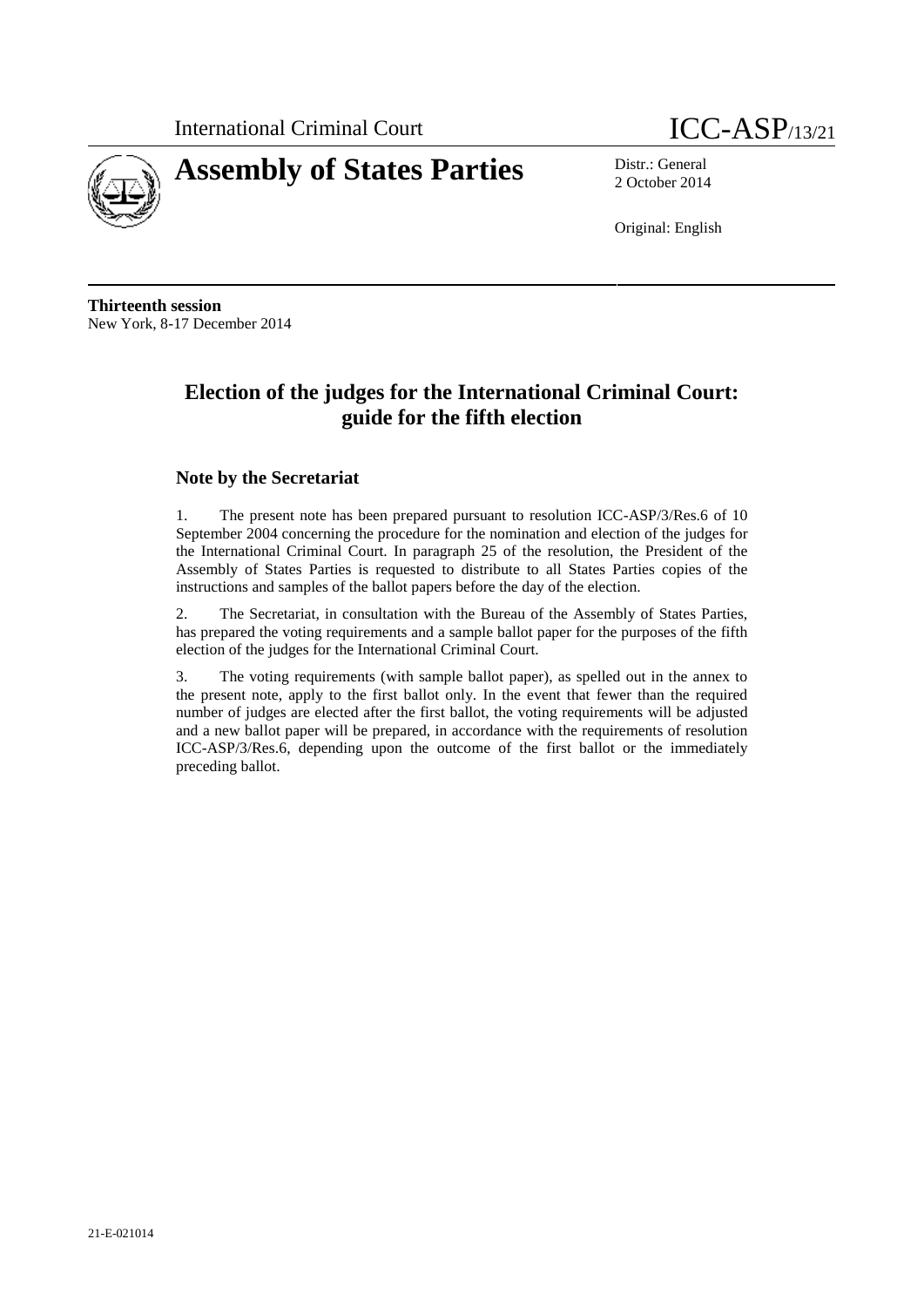International Criminal Court

ICC-ASP/13/21

# Assembly of States Parties

Distr.: General
2 October 2014

Original: English

**Thirteenth session**
New York, 8-17 December 2014

## Election of the judges for the International Criminal Court: guide for the fifth election

### Note by the Secretariat

1. The present note has been prepared pursuant to resolution ICC-ASP/3/Res.6 of 10 September 2004 concerning the procedure for the nomination and election of the judges for the International Criminal Court. In paragraph 25 of the resolution, the President of the Assembly of States Parties is requested to distribute to all States Parties copies of the instructions and samples of the ballot papers before the day of the election.

2. The Secretariat, in consultation with the Bureau of the Assembly of States Parties, has prepared the voting requirements and a sample ballot paper for the purposes of the fifth election of the judges for the International Criminal Court.

3. The voting requirements (with sample ballot paper), as spelled out in the annex to the present note, apply to the first ballot only. In the event that fewer than the required number of judges are elected after the first ballot, the voting requirements will be adjusted and a new ballot paper will be prepared, in accordance with the requirements of resolution ICC-ASP/3/Res.6, depending upon the outcome of the first ballot or the immediately preceding ballot.

21-E-021014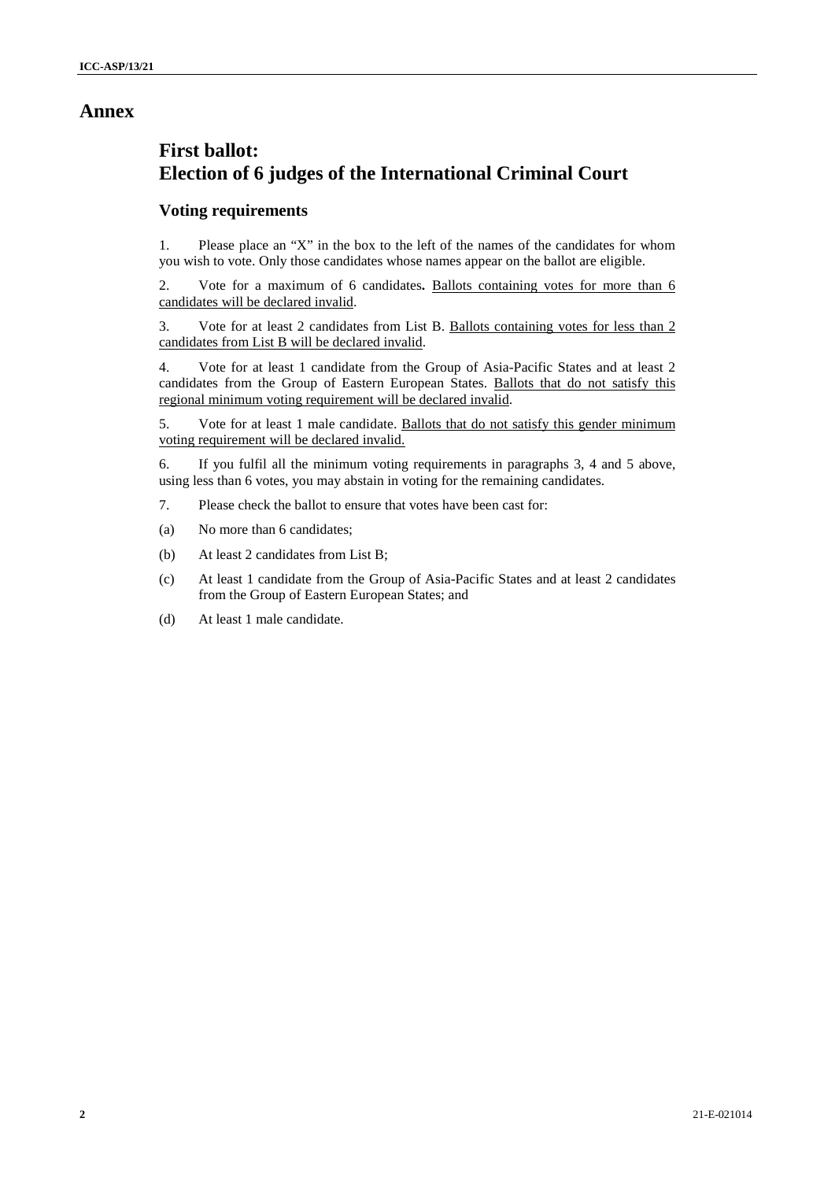# Annex

## First ballot:
## Election of 6 judges of the International Criminal Court

### Voting requirements

1. Please place an "X" in the box to the left of the names of the candidates for whom you wish to vote. Only those candidates whose names appear on the ballot are eligible.

2. Vote for a maximum of 6 candidates**.** Ballots containing votes for more than 6 candidates will be declared invalid.

3. Vote for at least 2 candidates from List B. Ballots containing votes for less than 2 candidates from List B will be declared invalid.

4. Vote for at least 1 candidate from the Group of Asia-Pacific States and at least 2 candidates from the Group of Eastern European States. Ballots that do not satisfy this regional minimum voting requirement will be declared invalid.

5. Vote for at least 1 male candidate. Ballots that do not satisfy this gender minimum voting requirement will be declared invalid.

6. If you fulfil all the minimum voting requirements in paragraphs 3, 4 and 5 above, using less than 6 votes, you may abstain in voting for the remaining candidates.

7. Please check the ballot to ensure that votes have been cast for:

(a) No more than 6 candidates;

(b) At least 2 candidates from List B;

(c) At least 1 candidate from the Group of Asia-Pacific States and at least 2 candidates from the Group of Eastern European States; and

(d) At least 1 male candidate.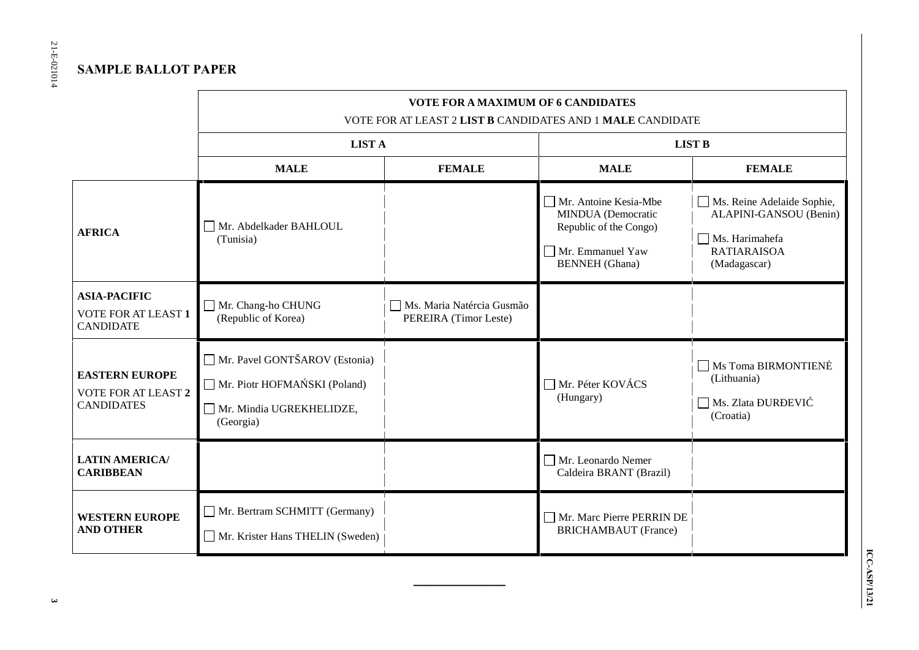## SAMPLE BALLOT PAPER

| | VOTE FOR A MAXIMUM OF 6 CANDIDATES<br>VOTE FOR AT LEAST 2 **LIST B** CANDIDATES AND 1 **MALE** CANDIDATE | | | |
|---|---|---|---|---|
| | **LIST A** | | **LIST B** | |
| | **MALE** | **FEMALE** | **MALE** | **FEMALE** |
| **AFRICA** | ☐ Mr. Abdelkader BAHLOUL (Tunisia) | | ☐ Mr. Antoine Kesia-Mbe MINDUA (Democratic Republic of the Congo)<br>☐ Mr. Emmanuel Yaw BENNEH (Ghana) | ☐ Ms. Reine Adelaide Sophie, ALAPINI-GANSOU (Benin)<br>☐ Ms. Harimahefa RATIARAISOA (Madagascar) |
| **ASIA-PACIFIC**<br>VOTE FOR AT LEAST **1** CANDIDATE | ☐ Mr. Chang-ho CHUNG (Republic of Korea) | ☐ Ms. Maria Natércia Gusmão PEREIRA (Timor Leste) | | |
| **EASTERN EUROPE**<br>VOTE FOR AT LEAST **2** CANDIDATES | ☐ Mr. Pavel GONTŠAROV (Estonia)<br>☐ Mr. Piotr HOFMAŃSKI (Poland)<br>☐ Mr. Mindia UGREKHELIDZE, (Georgia) | | ☐ Mr. Péter KOVÁCS (Hungary) | ☐ Ms Toma BIRMONTIENĖ (Lithuania)<br>☐ Ms. Zlata ĐURĐEVIĆ (Croatia) |
| **LATIN AMERICA/ CARIBBEAN** | | | ☐ Mr. Leonardo Nemer Caldeira BRANT (Brazil) | |
| **WESTERN EUROPE AND OTHER** | ☐ Mr. Bertram SCHMITT (Germany)<br>☐ Mr. Krister Hans THELIN (Sweden) | | ☐ Mr. Marc Pierre PERRIN DE BRICHAMBAUT (France) | |